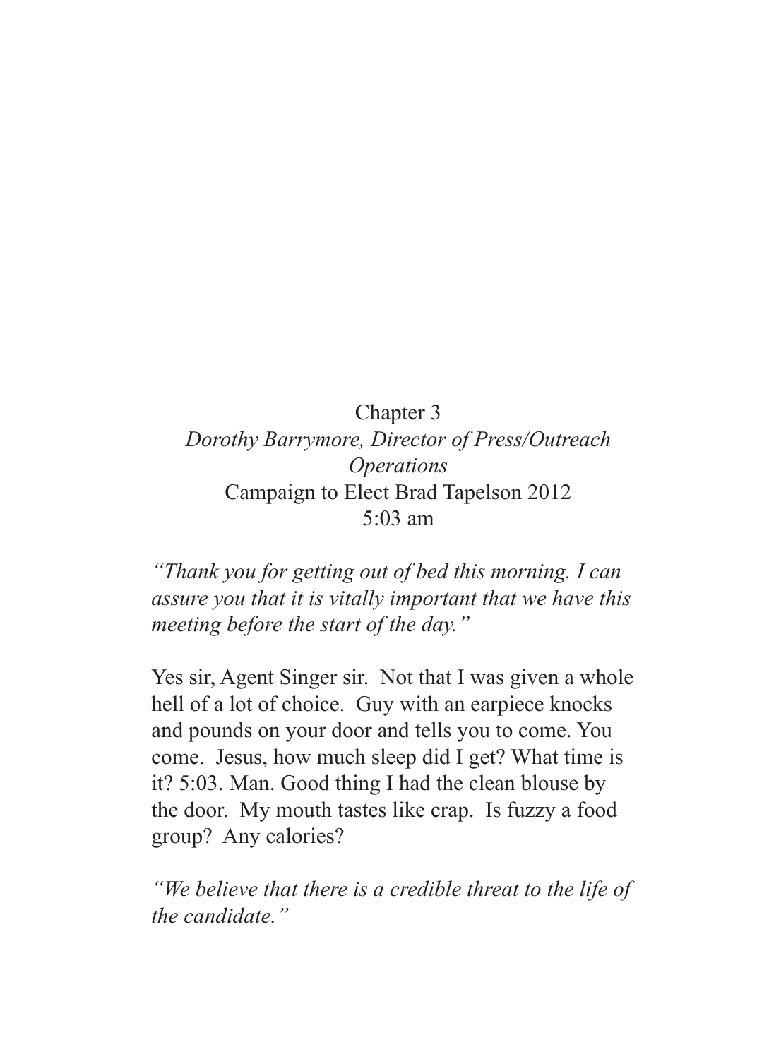# Chapter 3

*Dorothy Barrymore, Director of Press/Outreach Operations*

Campaign to Elect Brad Tapelson 2012

5:03 am

*"Thank you for getting out of bed this morning. I can assure you that it is vitally important that we have this meeting before the start of the day."*

Yes sir, Agent Singer sir. Not that I was given a whole hell of a lot of choice. Guy with an earpiece knocks and pounds on your door and tells you to come. You come. Jesus, how much sleep did I get? What time is it? 5:03. Man. Good thing I had the clean blouse by the door. My mouth tastes like crap. Is fuzzy a food group? Any calories?

*"We believe that there is a credible threat to the life of the candidate."*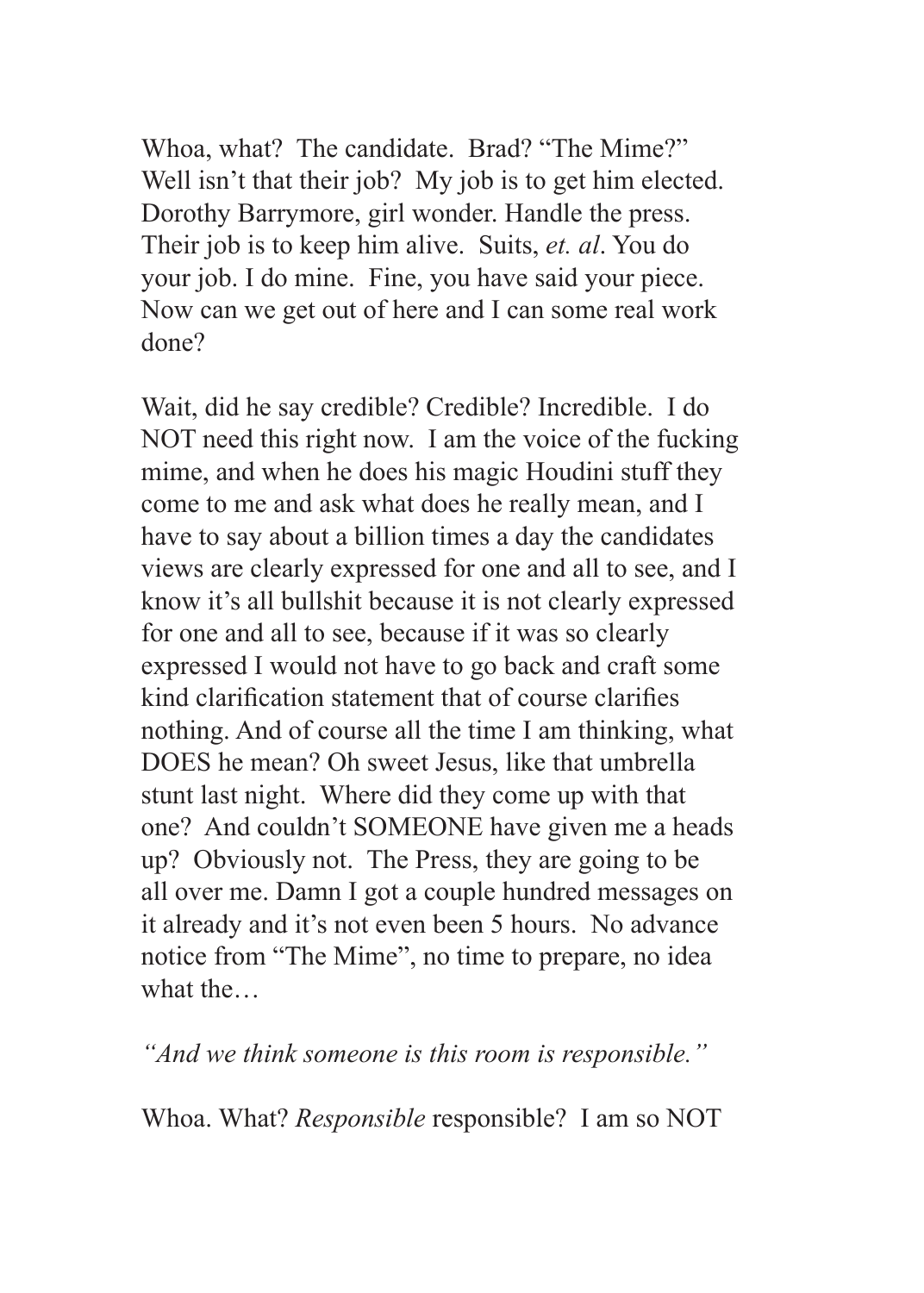Whoa, what? The candidate. Brad? "The Mime?" Well isn't that their job? My job is to get him elected. Dorothy Barrymore, girl wonder. Handle the press. Their job is to keep him alive. Suits, *et. al*. You do your job. I do mine. Fine, you have said your piece. Now can we get out of here and I can some real work done?

Wait, did he say credible? Credible? Incredible. I do NOT need this right now. I am the voice of the fucking mime, and when he does his magic Houdini stuff they come to me and ask what does he really mean, and I have to say about a billion times a day the candidates views are clearly expressed for one and all to see, and I know it's all bullshit because it is not clearly expressed for one and all to see, because if it was so clearly expressed I would not have to go back and craft some kind clarification statement that of course clarifies nothing. And of course all the time I am thinking, what DOES he mean? Oh sweet Jesus, like that umbrella stunt last night. Where did they come up with that one? And couldn't SOMEONE have given me a heads up? Obviously not. The Press, they are going to be all over me. Damn I got a couple hundred messages on it already and it's not even been 5 hours. No advance notice from "The Mime", no time to prepare, no idea what the…

*"And we think someone is this room is responsible."*

Whoa. What? *Responsible* responsible? I am so NOT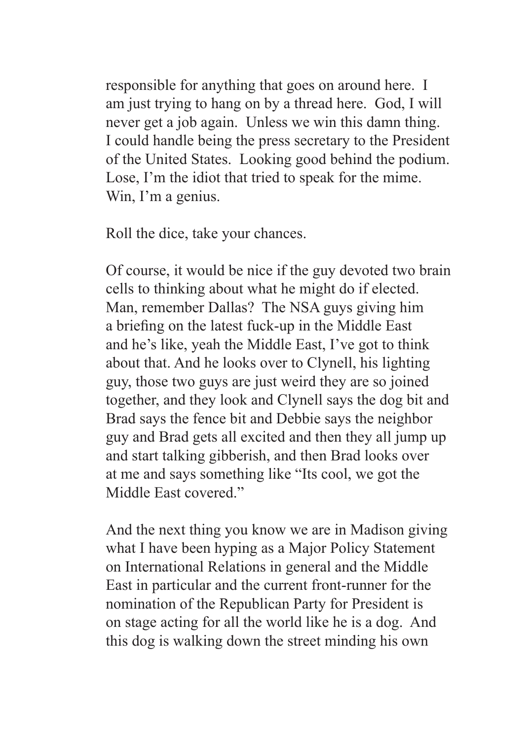responsible for anything that goes on around here. I am just trying to hang on by a thread here. God, I will never get a job again. Unless we win this damn thing. I could handle being the press secretary to the President of the United States. Looking good behind the podium. Lose, I'm the idiot that tried to speak for the mime. Win, I'm a genius.

Roll the dice, take your chances.

Of course, it would be nice if the guy devoted two brain cells to thinking about what he might do if elected. Man, remember Dallas? The NSA guys giving him a briefing on the latest fuck-up in the Middle East and he's like, yeah the Middle East, I've got to think about that. And he looks over to Clynell, his lighting guy, those two guys are just weird they are so joined together, and they look and Clynell says the dog bit and Brad says the fence bit and Debbie says the neighbor guy and Brad gets all excited and then they all jump up and start talking gibberish, and then Brad looks over at me and says something like "Its cool, we got the Middle East covered."

And the next thing you know we are in Madison giving what I have been hyping as a Major Policy Statement on International Relations in general and the Middle East in particular and the current front-runner for the nomination of the Republican Party for President is on stage acting for all the world like he is a dog. And this dog is walking down the street minding his own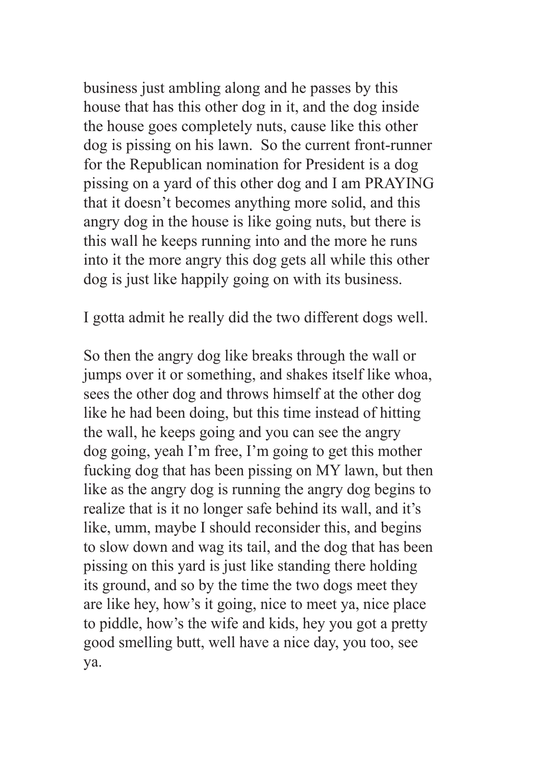business just ambling along and he passes by this house that has this other dog in it, and the dog inside the house goes completely nuts, cause like this other dog is pissing on his lawn.  So the current front-runner for the Republican nomination for President is a dog pissing on a yard of this other dog and I am PRAYING that it doesn't becomes anything more solid, and this angry dog in the house is like going nuts, but there is this wall he keeps running into and the more he runs into it the more angry this dog gets all while this other dog is just like happily going on with its business.

I gotta admit he really did the two different dogs well.

So then the angry dog like breaks through the wall or jumps over it or something, and shakes itself like whoa, sees the other dog and throws himself at the other dog like he had been doing, but this time instead of hitting the wall, he keeps going and you can see the angry dog going, yeah I'm free, I'm going to get this mother fucking dog that has been pissing on MY lawn, but then like as the angry dog is running the angry dog begins to realize that is it no longer safe behind its wall, and it's like, umm, maybe I should reconsider this, and begins to slow down and wag its tail, and the dog that has been pissing on this yard is just like standing there holding its ground, and so by the time the two dogs meet they are like hey, how's it going, nice to meet ya, nice place to piddle, how's the wife and kids, hey you got a pretty good smelling butt, well have a nice day, you too, see ya.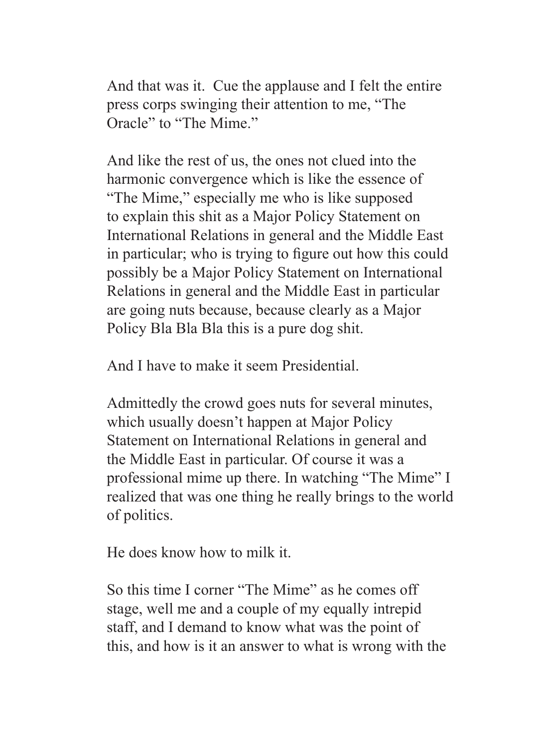And that was it.  Cue the applause and I felt the entire press corps swinging their attention to me, "The Oracle" to "The Mime."

And like the rest of us, the ones not clued into the harmonic convergence which is like the essence of "The Mime," especially me who is like supposed to explain this shit as a Major Policy Statement on International Relations in general and the Middle East in particular; who is trying to figure out how this could possibly be a Major Policy Statement on International Relations in general and the Middle East in particular are going nuts because, because clearly as a Major Policy Bla Bla Bla this is a pure dog shit.

And I have to make it seem Presidential.

Admittedly the crowd goes nuts for several minutes, which usually doesn't happen at Major Policy Statement on International Relations in general and the Middle East in particular. Of course it was a professional mime up there. In watching "The Mime" I realized that was one thing he really brings to the world of politics.

He does know how to milk it.

So this time I corner "The Mime" as he comes off stage, well me and a couple of my equally intrepid staff, and I demand to know what was the point of this, and how is it an answer to what is wrong with the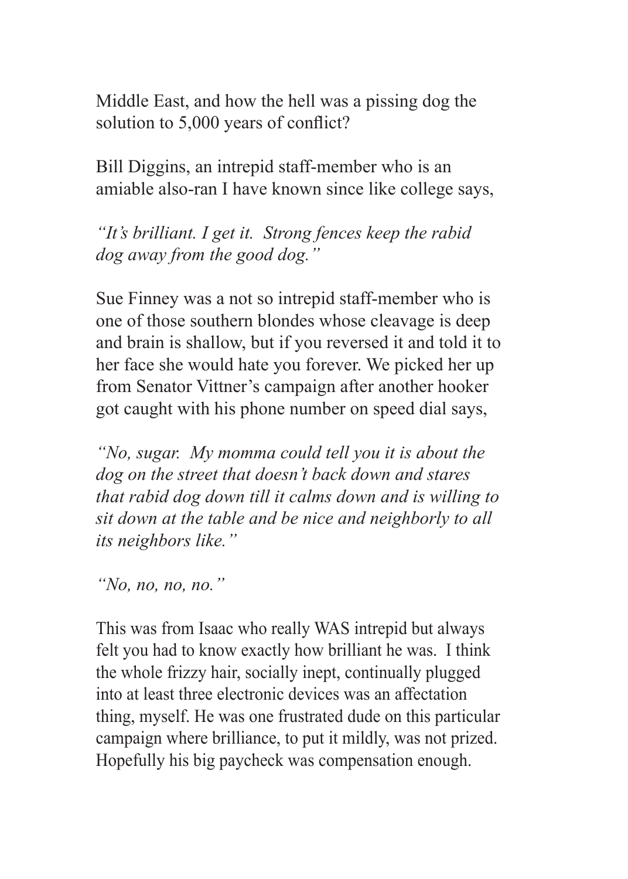Middle East, and how the hell was a pissing dog the solution to 5,000 years of conflict?

Bill Diggins, an intrepid staff-member who is an amiable also-ran I have known since like college says,

*"It's brilliant. I get it. Strong fences keep the rabid dog away from the good dog."*

Sue Finney was a not so intrepid staff-member who is one of those southern blondes whose cleavage is deep and brain is shallow, but if you reversed it and told it to her face she would hate you forever. We picked her up from Senator Vittner's campaign after another hooker got caught with his phone number on speed dial says,

*"No, sugar. My momma could tell you it is about the dog on the street that doesn't back down and stares that rabid dog down till it calms down and is willing to sit down at the table and be nice and neighborly to all its neighbors like."*

*"No, no, no, no."*

This was from Isaac who really WAS intrepid but always felt you had to know exactly how brilliant he was. I think the whole frizzy hair, socially inept, continually plugged into at least three electronic devices was an affectation thing, myself. He was one frustrated dude on this particular campaign where brilliance, to put it mildly, was not prized. Hopefully his big paycheck was compensation enough.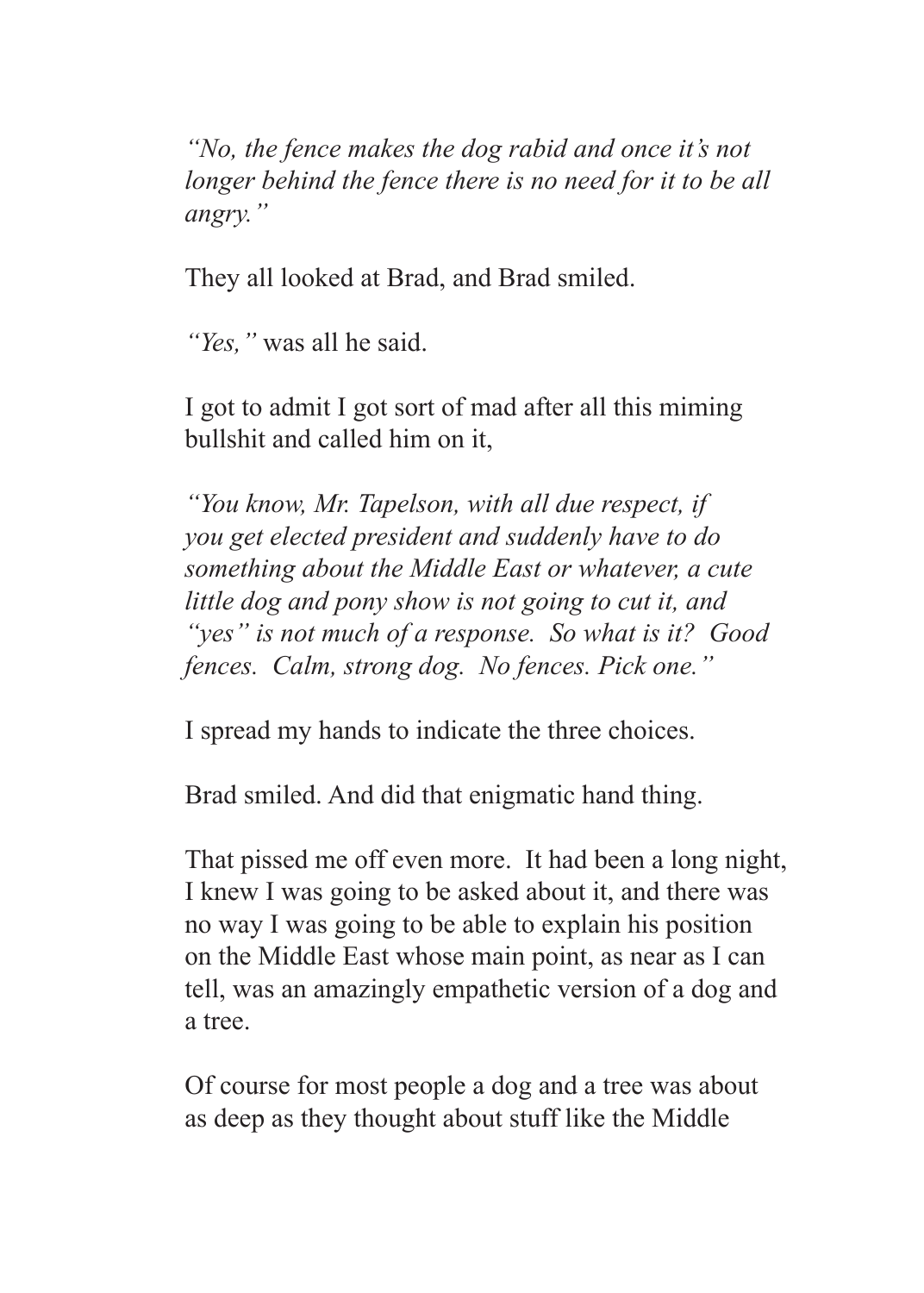*"No, the fence makes the dog rabid and once it's not longer behind the fence there is no need for it to be all angry."*

They all looked at Brad, and Brad smiled.

*"Yes,"* was all he said.

I got to admit I got sort of mad after all this miming bullshit and called him on it,

*"You know, Mr. Tapelson, with all due respect, if you get elected president and suddenly have to do something about the Middle East or whatever, a cute little dog and pony show is not going to cut it, and "yes" is not much of a response. So what is it? Good fences. Calm, strong dog. No fences. Pick one."*

I spread my hands to indicate the three choices.

Brad smiled. And did that enigmatic hand thing.

That pissed me off even more. It had been a long night, I knew I was going to be asked about it, and there was no way I was going to be able to explain his position on the Middle East whose main point, as near as I can tell, was an amazingly empathetic version of a dog and a tree.

Of course for most people a dog and a tree was about as deep as they thought about stuff like the Middle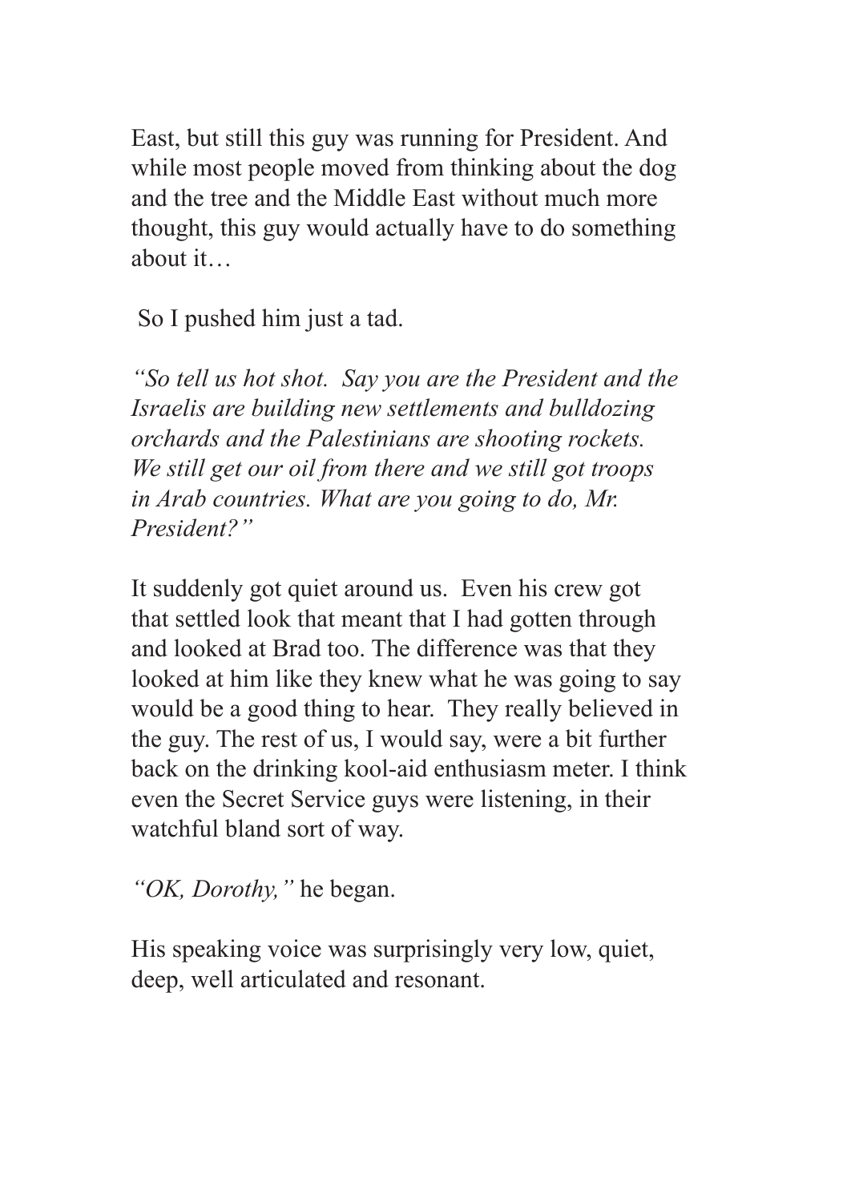East, but still this guy was running for President. And while most people moved from thinking about the dog and the tree and the Middle East without much more thought, this guy would actually have to do something about it…

So I pushed him just a tad.

*"So tell us hot shot. Say you are the President and the Israelis are building new settlements and bulldozing orchards and the Palestinians are shooting rockets. We still get our oil from there and we still got troops in Arab countries. What are you going to do, Mr. President?"*

It suddenly got quiet around us. Even his crew got that settled look that meant that I had gotten through and looked at Brad too. The difference was that they looked at him like they knew what he was going to say would be a good thing to hear. They really believed in the guy. The rest of us, I would say, were a bit further back on the drinking kool-aid enthusiasm meter. I think even the Secret Service guys were listening, in their watchful bland sort of way.

*"OK, Dorothy,"* he began.

His speaking voice was surprisingly very low, quiet, deep, well articulated and resonant.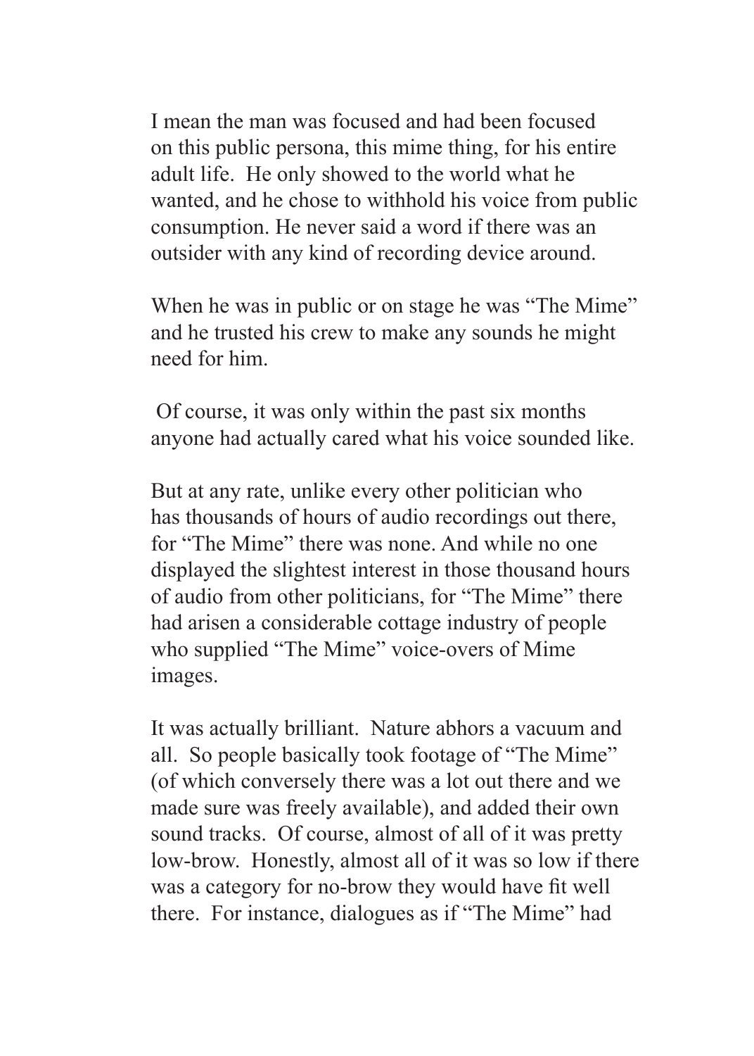I mean the man was focused and had been focused on this public persona, this mime thing, for his entire adult life. He only showed to the world what he wanted, and he chose to withhold his voice from public consumption. He never said a word if there was an outsider with any kind of recording device around.

When he was in public or on stage he was “The Mime” and he trusted his crew to make any sounds he might need for him.

Of course, it was only within the past six months anyone had actually cared what his voice sounded like.

But at any rate, unlike every other politician who has thousands of hours of audio recordings out there, for “The Mime” there was none. And while no one displayed the slightest interest in those thousand hours of audio from other politicians, for “The Mime” there had arisen a considerable cottage industry of people who supplied “The Mime” voice-overs of Mime images.

It was actually brilliant. Nature abhors a vacuum and all. So people basically took footage of “The Mime” (of which conversely there was a lot out there and we made sure was freely available), and added their own sound tracks. Of course, almost of all of it was pretty low-brow. Honestly, almost all of it was so low if there was a category for no-brow they would have fit well there. For instance, dialogues as if “The Mime” had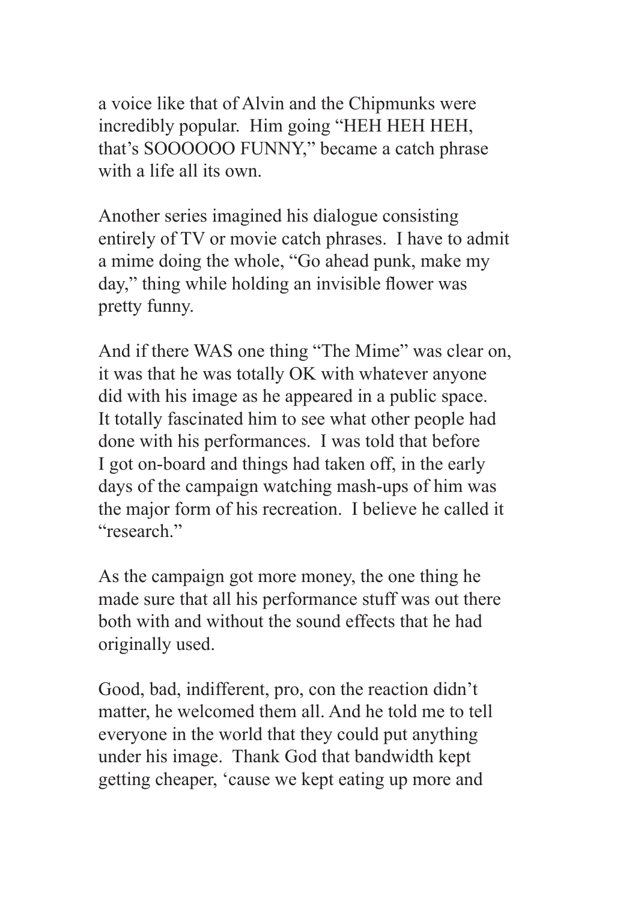a voice like that of Alvin and the Chipmunks were incredibly popular. Him going "HEH HEH HEH, that's SOOOOOO FUNNY," became a catch phrase with a life all its own.

Another series imagined his dialogue consisting entirely of TV or movie catch phrases. I have to admit a mime doing the whole, "Go ahead punk, make my day," thing while holding an invisible flower was pretty funny.

And if there WAS one thing "The Mime" was clear on, it was that he was totally OK with whatever anyone did with his image as he appeared in a public space. It totally fascinated him to see what other people had done with his performances. I was told that before I got on-board and things had taken off, in the early days of the campaign watching mash-ups of him was the major form of his recreation. I believe he called it "research."

As the campaign got more money, the one thing he made sure that all his performance stuff was out there both with and without the sound effects that he had originally used.

Good, bad, indifferent, pro, con the reaction didn't matter, he welcomed them all. And he told me to tell everyone in the world that they could put anything under his image. Thank God that bandwidth kept getting cheaper, 'cause we kept eating up more and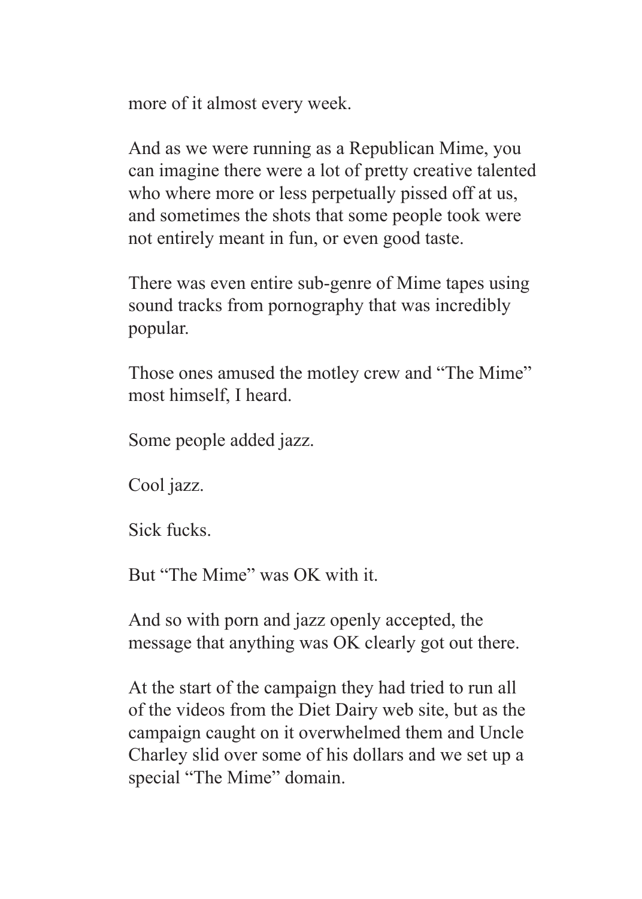more of it almost every week.

And as we were running as a Republican Mime, you can imagine there were a lot of pretty creative talented who where more or less perpetually pissed off at us, and sometimes the shots that some people took were not entirely meant in fun, or even good taste.

There was even entire sub-genre of Mime tapes using sound tracks from pornography that was incredibly popular.

Those ones amused the motley crew and “The Mime” most himself, I heard.

Some people added jazz.

Cool jazz.

Sick fucks.

But “The Mime” was OK with it.

And so with porn and jazz openly accepted, the message that anything was OK clearly got out there.

At the start of the campaign they had tried to run all of the videos from the Diet Dairy web site, but as the campaign caught on it overwhelmed them and Uncle Charley slid over some of his dollars and we set up a special “The Mime” domain.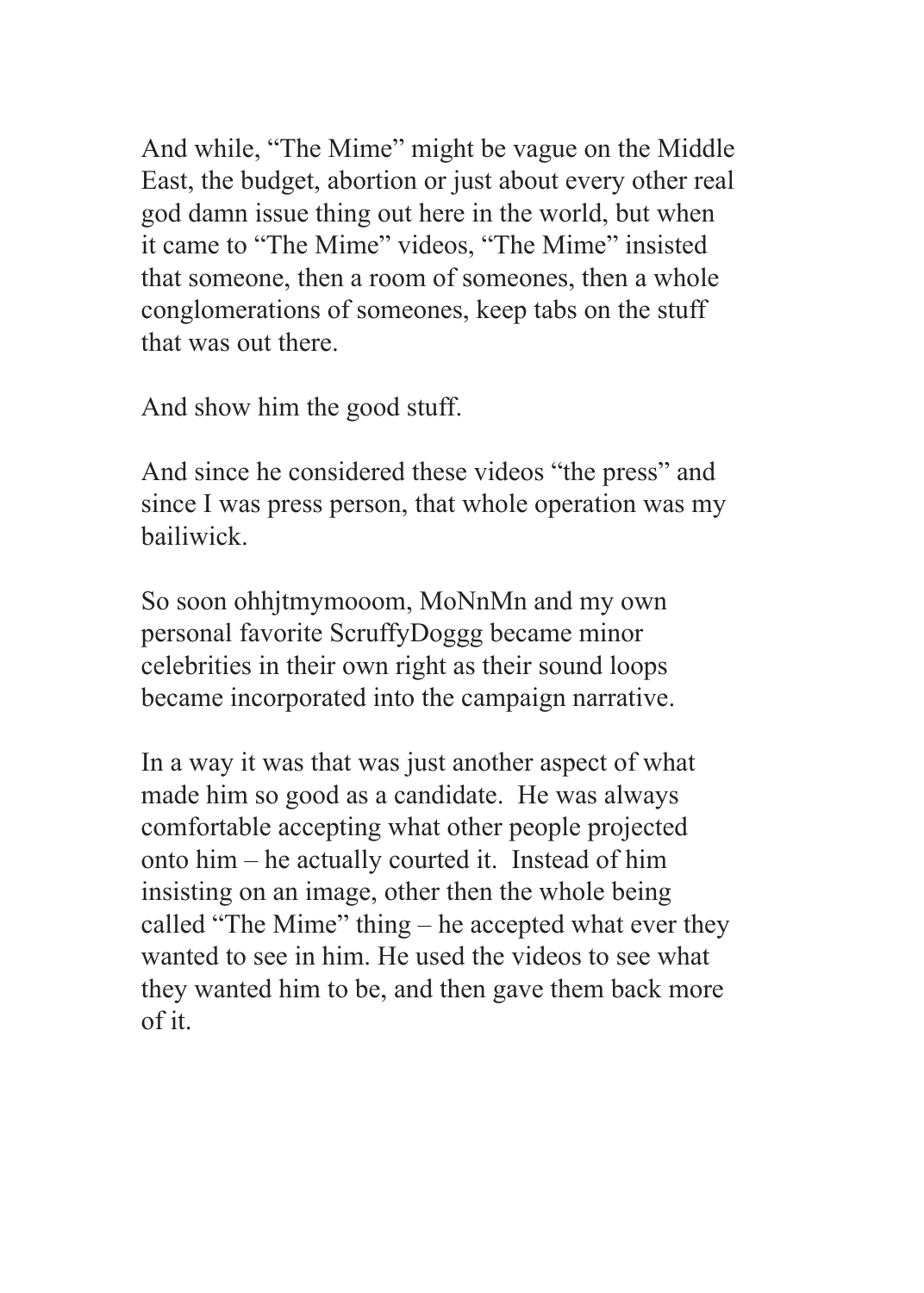And while, “The Mime” might be vague on the Middle East, the budget, abortion or just about every other real god damn issue thing out here in the world, but when it came to “The Mime” videos, “The Mime” insisted that someone, then a room of someones, then a whole conglomerations of someones, keep tabs on the stuff that was out there.

And show him the good stuff.

And since he considered these videos “the press” and since I was press person, that whole operation was my bailiwick.

So soon ohhjtmymooom, MoNnMn and my own personal favorite ScruffyDoggg became minor celebrities in their own right as their sound loops became incorporated into the campaign narrative.

In a way it was that was just another aspect of what made him so good as a candidate. He was always comfortable accepting what other people projected onto him – he actually courted it. Instead of him insisting on an image, other then the whole being called “The Mime” thing – he accepted what ever they wanted to see in him. He used the videos to see what they wanted him to be, and then gave them back more of it.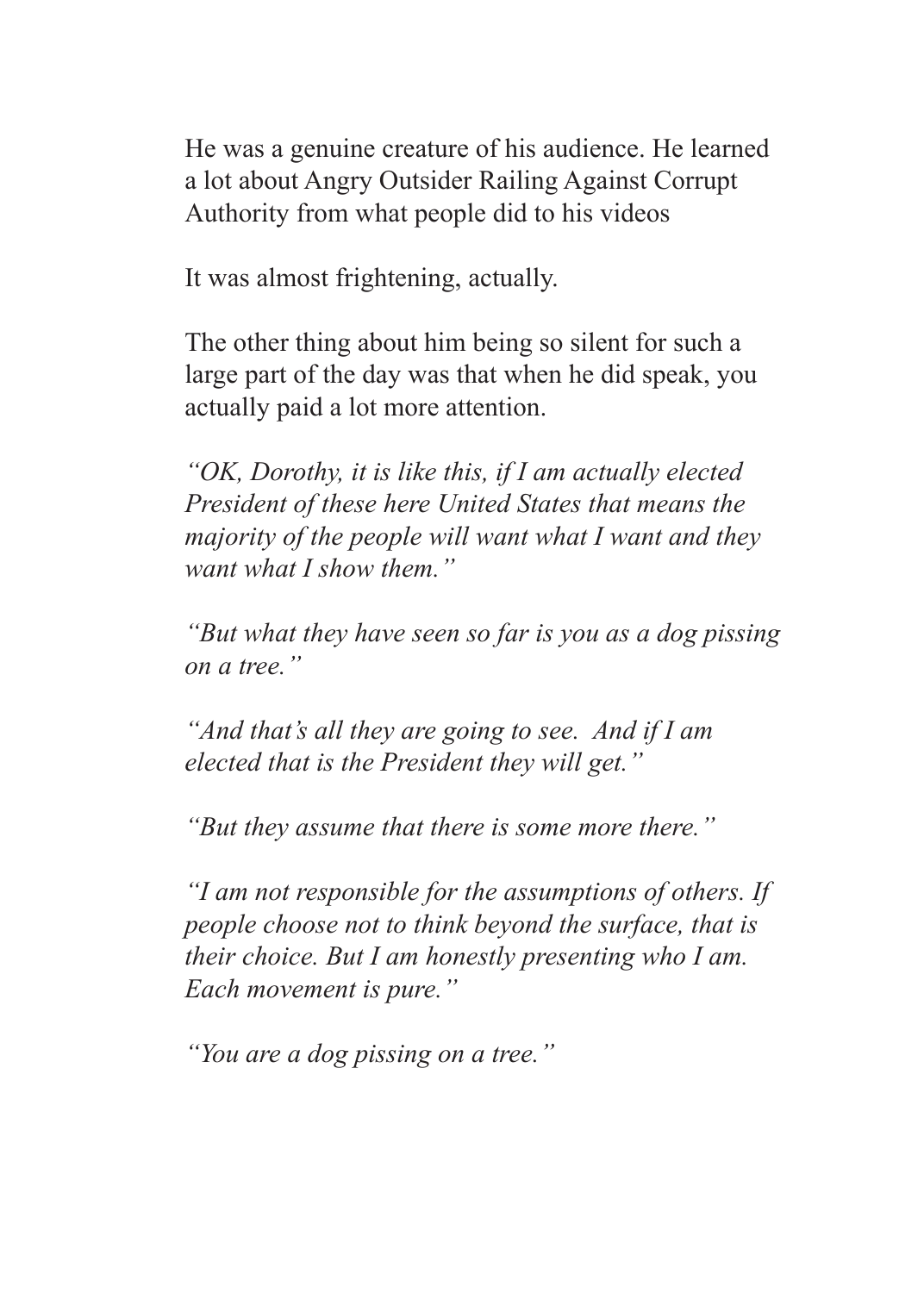He was a genuine creature of his audience. He learned a lot about Angry Outsider Railing Against Corrupt Authority from what people did to his videos

It was almost frightening, actually.

The other thing about him being so silent for such a large part of the day was that when he did speak, you actually paid a lot more attention.

*"OK, Dorothy, it is like this, if I am actually elected President of these here United States that means the majority of the people will want what I want and they want what I show them."*

*"But what they have seen so far is you as a dog pissing on a tree."*

*"And that's all they are going to see.  And if I am elected that is the President they will get."*

*"But they assume that there is some more there."*

*"I am not responsible for the assumptions of others. If people choose not to think beyond the surface, that is their choice. But I am honestly presenting who I am. Each movement is pure."*

*"You are a dog pissing on a tree."*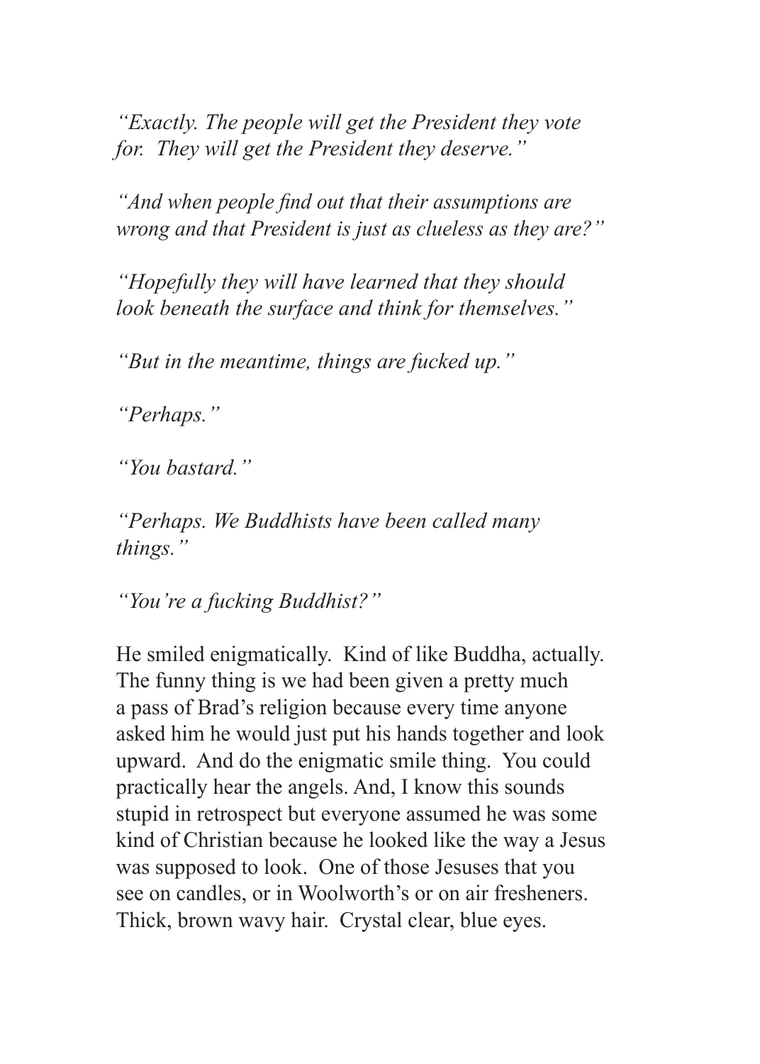*"Exactly. The people will get the President they vote for. They will get the President they deserve."*

*"And when people find out that their assumptions are wrong and that President is just as clueless as they are?"*

*"Hopefully they will have learned that they should look beneath the surface and think for themselves."*

*"But in the meantime, things are fucked up."*

*"Perhaps."*

*"You bastard."*

*"Perhaps. We Buddhists have been called many things."*

*"You're a fucking Buddhist?"*

He smiled enigmatically. Kind of like Buddha, actually. The funny thing is we had been given a pretty much a pass of Brad's religion because every time anyone asked him he would just put his hands together and look upward. And do the enigmatic smile thing. You could practically hear the angels. And, I know this sounds stupid in retrospect but everyone assumed he was some kind of Christian because he looked like the way a Jesus was supposed to look. One of those Jesuses that you see on candles, or in Woolworth's or on air fresheners. Thick, brown wavy hair. Crystal clear, blue eyes.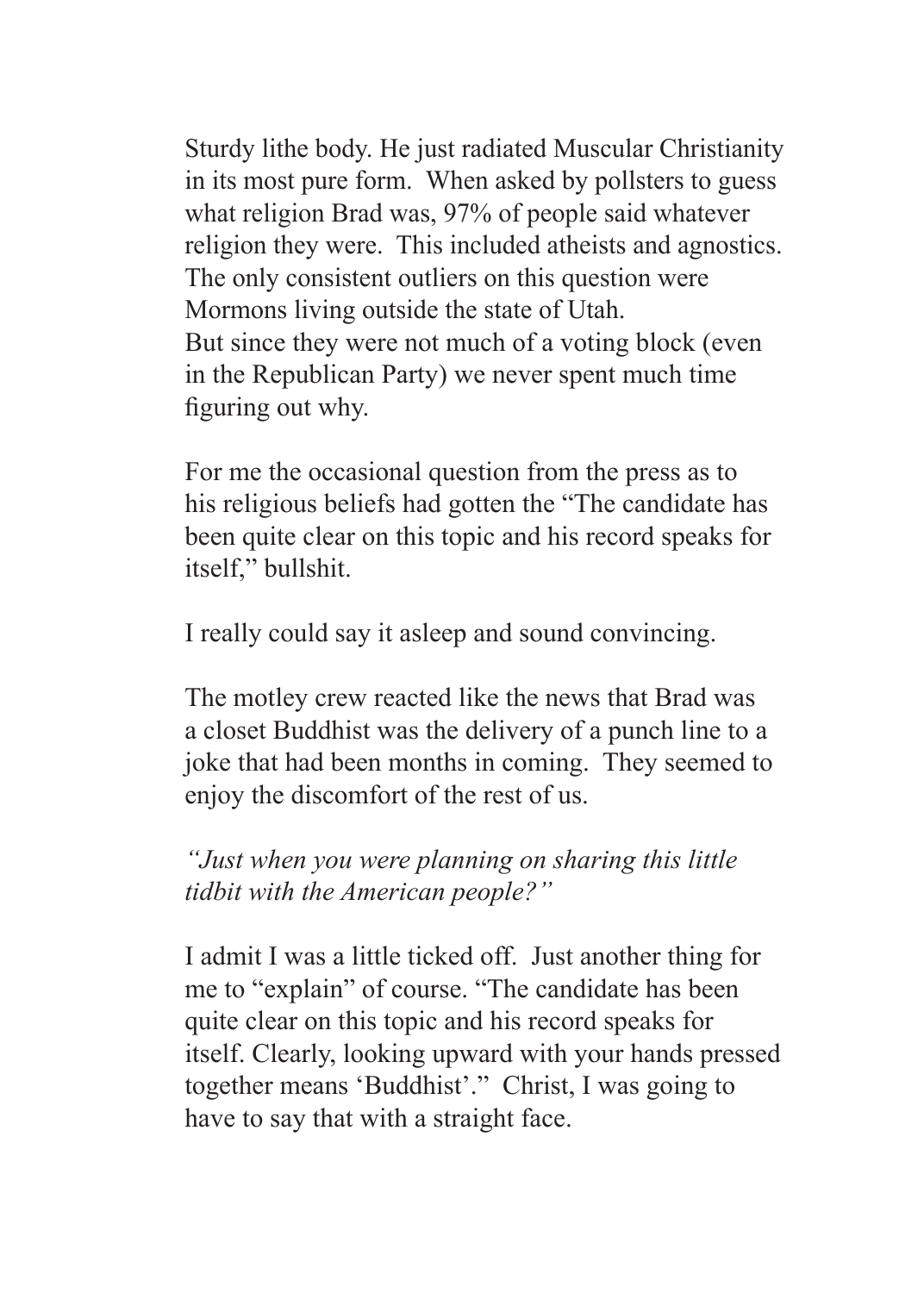Sturdy lithe body. He just radiated Muscular Christianity in its most pure form. When asked by pollsters to guess what religion Brad was, 97% of people said whatever religion they were. This included atheists and agnostics. The only consistent outliers on this question were Mormons living outside the state of Utah.
But since they were not much of a voting block (even in the Republican Party) we never spent much time figuring out why.

For me the occasional question from the press as to his religious beliefs had gotten the "The candidate has been quite clear on this topic and his record speaks for itself," bullshit.

I really could say it asleep and sound convincing.

The motley crew reacted like the news that Brad was a closet Buddhist was the delivery of a punch line to a joke that had been months in coming. They seemed to enjoy the discomfort of the rest of us.

*"Just when you were planning on sharing this little tidbit with the American people?"*

I admit I was a little ticked off. Just another thing for me to "explain" of course. "The candidate has been quite clear on this topic and his record speaks for itself. Clearly, looking upward with your hands pressed together means 'Buddhist'." Christ, I was going to have to say that with a straight face.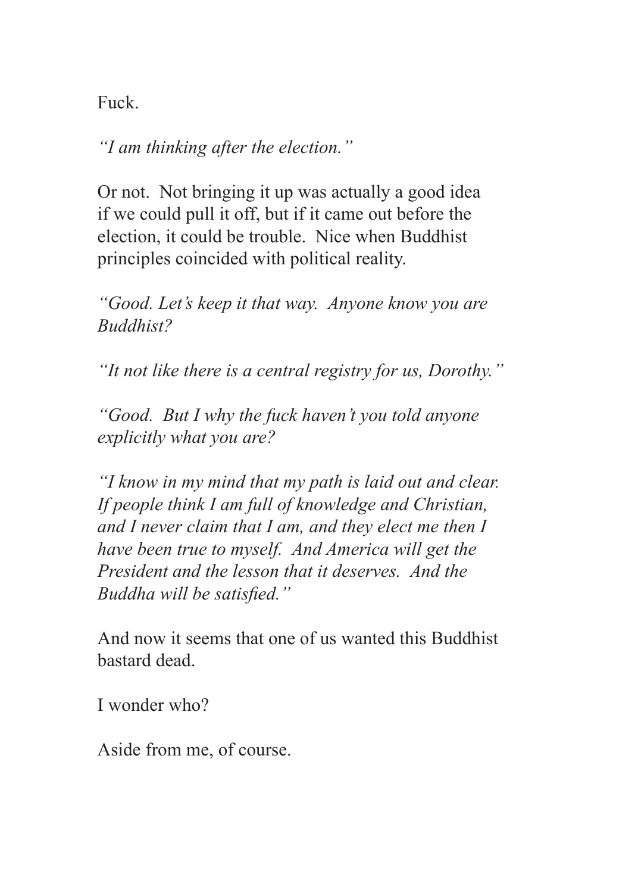Fuck.

*"I am thinking after the election."*

Or not. Not bringing it up was actually a good idea if we could pull it off, but if it came out before the election, it could be trouble. Nice when Buddhist principles coincided with political reality.

*"Good. Let's keep it that way. Anyone know you are Buddhist?*

*"It not like there is a central registry for us, Dorothy."*

*"Good. But I why the fuck haven't you told anyone explicitly what you are?*

*"I know in my mind that my path is laid out and clear. If people think I am full of knowledge and Christian, and I never claim that I am, and they elect me then I have been true to myself. And America will get the President and the lesson that it deserves. And the Buddha will be satisfied."*

And now it seems that one of us wanted this Buddhist bastard dead.

I wonder who?

Aside from me, of course.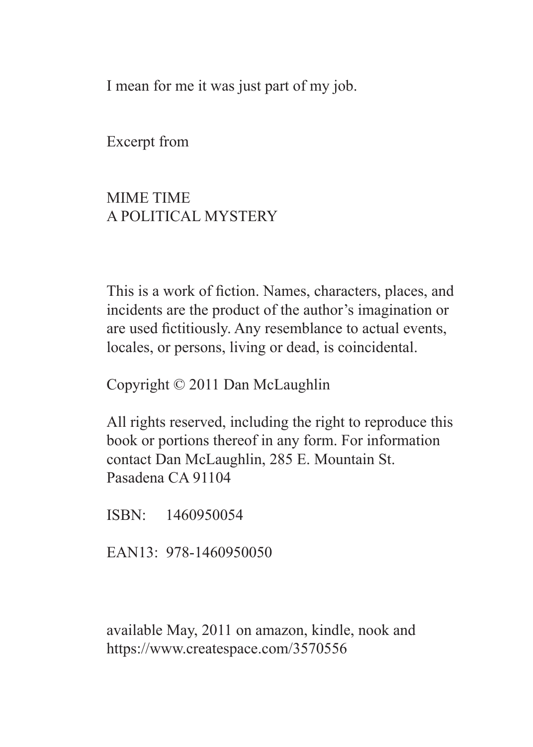I mean for me it was just part of my job.

Excerpt from

MIME TIME
A POLITICAL MYSTERY

This is a work of fiction. Names, characters, places, and incidents are the product of the author's imagination or are used fictitiously. Any resemblance to actual events, locales, or persons, living or dead, is coincidental.

Copyright © 2011 Dan McLaughlin

All rights reserved, including the right to reproduce this book or portions thereof in any form. For information contact Dan McLaughlin, 285 E. Mountain St. Pasadena CA 91104

ISBN: 1460950054

EAN13: 978-1460950050

available May, 2011 on amazon, kindle, nook and https://www.createspace.com/3570556